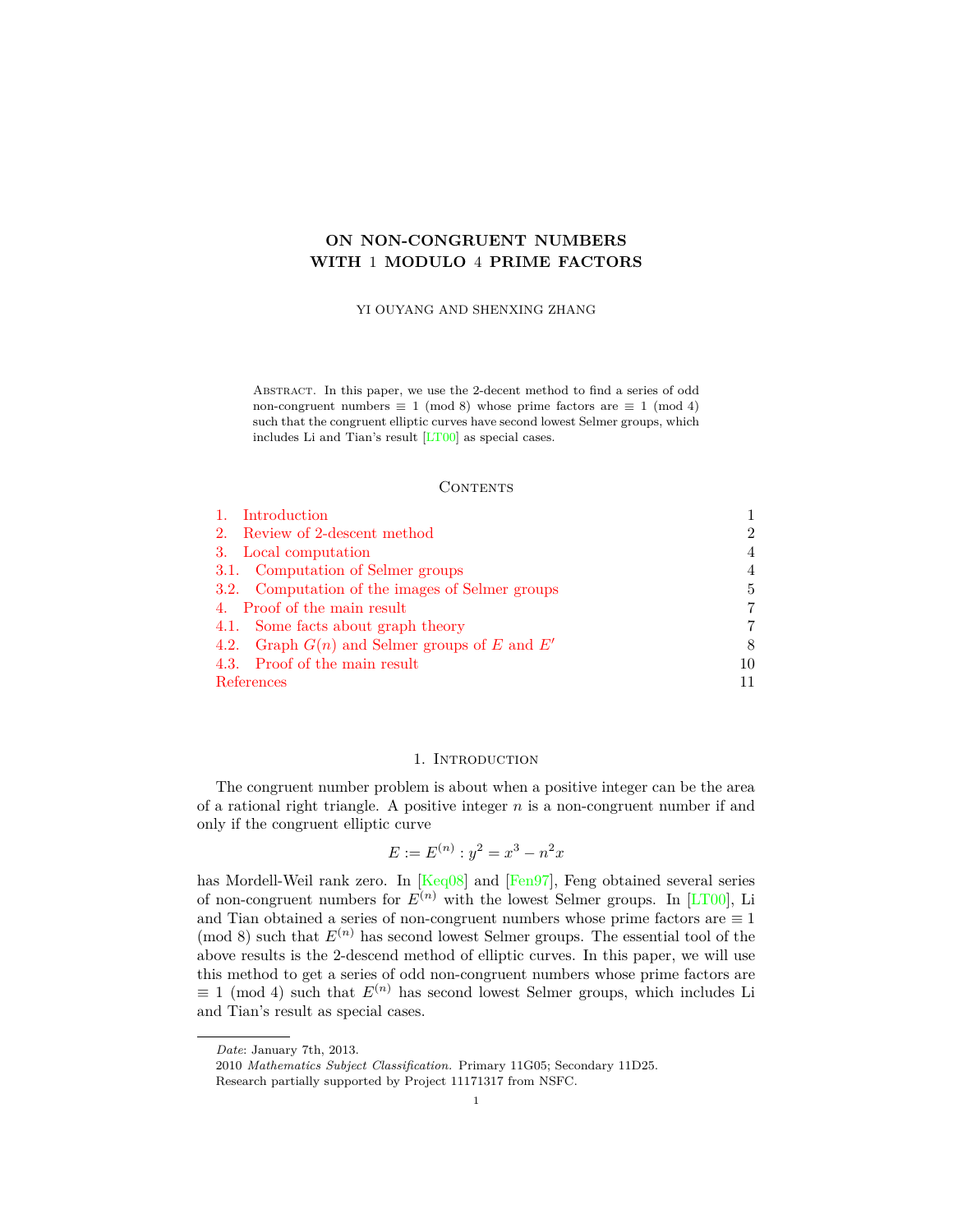# ON NON-CONGRUENT NUMBERS WITH 1 MODULO 4 PRIME FACTORS

YI OUYANG AND SHENXING ZHANG

Abstract. In this paper, we use the 2-decent method to find a series of odd non-congruent numbers $\equiv 1 \pmod 8$ whose prime factors are $\equiv 1 \pmod 4$ such that the congruent elliptic curves have second lowest Selmer groups, which includes Li and Tian's result [LT00] as special cases.

## Contents

1. Introduction — 1
2. Review of 2-descent method — 2
3. Local computation — 4
   - 3.1. Computation of Selmer groups — 4
   - 3.2. Computation of the images of Selmer groups — 5
4. Proof of the main result — 7
   - 4.1. Some facts about graph theory — 7
   - 4.2. Graph $G(n)$ and Selmer groups of $E$ and $E'$ — 8
   - 4.3. Proof of the main result — 10

References — 11

## 1. Introduction

The congruent number problem is about when a positive integer can be the area of a rational right triangle. A positive integer $n$ is a non-congruent number if and only if the congruent elliptic curve

$$E := E^{(n)} : y^2 = x^3 - n^2 x$$

has Mordell-Weil rank zero. In [Keq08] and [Fen97], Feng obtained several series of non-congruent numbers for $E^{(n)}$ with the lowest Selmer groups. In [LT00], Li and Tian obtained a series of non-congruent numbers whose prime factors are $\equiv 1 \pmod 8$ such that $E^{(n)}$ has second lowest Selmer groups. The essential tool of the above results is the 2-descend method of elliptic curves. In this paper, we will use this method to get a series of odd non-congruent numbers whose prime factors are $\equiv 1 \pmod 4$ such that $E^{(n)}$ has second lowest Selmer groups, which includes Li and Tian's result as special cases.

*Date*: January 7th, 2013.

2010 *Mathematics Subject Classification.* Primary 11G05; Secondary 11D25.

Research partially supported by Project 11171317 from NSFC.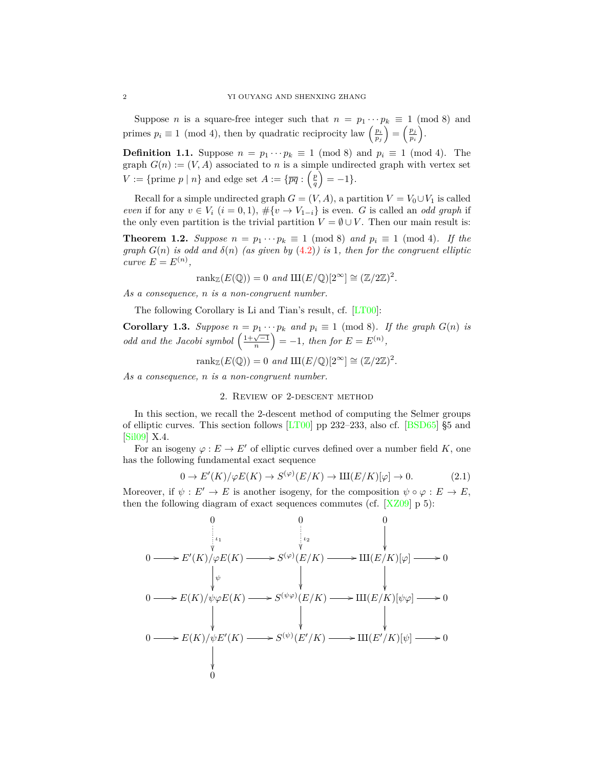Suppose $n$ is a square-free integer such that $n = p_1 \cdots p_k \equiv 1 \pmod 8$ and primes $p_i \equiv 1 \pmod 4$, then by quadratic reciprocity law $\left(\frac{p_i}{p_j}\right) = \left(\frac{p_j}{p_i}\right)$.

**Definition 1.1.** Suppose $n = p_1 \cdots p_k \equiv 1 \pmod 8$ and $p_i \equiv 1 \pmod 4$. The graph $G(n) := (V, A)$ associated to $n$ is a simple undirected graph with vertex set $V := \{\text{prime } p \mid n\}$ and edge set $A := \{\overline{pq} : \left(\frac{p}{q}\right) = -1\}$.

Recall for a simple undirected graph $G = (V, A)$, a partition $V = V_0 \cup V_1$ is called *even* if for any $v \in V_i$ $(i = 0, 1)$, $\#\{v \to V_{1-i}\}$ is even. $G$ is called an *odd graph* if the only even partition is the trivial partition $V = \emptyset \cup V$. Then our main result is:

**Theorem 1.2.** *Suppose $n = p_1 \cdots p_k \equiv 1 \pmod 8$ and $p_i \equiv 1 \pmod 4$. If the graph $G(n)$ is odd and $\delta(n)$ (as given by (4.2)) is 1, then for the congruent elliptic curve $E = E^{(n)}$,*

$$\operatorname{rank}_{\mathbb{Z}}(E(\mathbb{Q})) = 0 \text{ and } Ш(E/\mathbb{Q})[2^\infty] \cong (\mathbb{Z}/2\mathbb{Z})^2.$$

*As a consequence, $n$ is a non-congruent number.*

The following Corollary is Li and Tian's result, cf. [LT00]:

**Corollary 1.3.** *Suppose $n = p_1 \cdots p_k$ and $p_i \equiv 1 \pmod 8$. If the graph $G(n)$ is odd and the Jacobi symbol $\left(\frac{1+\sqrt{-1}}{n}\right) = -1$, then for $E = E^{(n)}$,*

$$\operatorname{rank}_{\mathbb{Z}}(E(\mathbb{Q})) = 0 \text{ and } Ш(E/\mathbb{Q})[2^\infty] \cong (\mathbb{Z}/2\mathbb{Z})^2.$$

*As a consequence, $n$ is a non-congruent number.*

## 2. Review of 2-descent method

In this section, we recall the 2-descent method of computing the Selmer groups of elliptic curves. This section follows [LT00] pp 232–233, also cf. [BSD65] §5 and [Sil09] X.4.

For an isogeny $\varphi : E \to E'$ of elliptic curves defined over a number field $K$, one has the following fundamental exact sequence

$$0 \to E'(K)/\varphi E(K) \to S^{(\varphi)}(E/K) \to Ш(E/K)[\varphi] \to 0. \tag{2.1}$$

Moreover, if $\psi : E' \to E$ is another isogeny, for the composition $\psi \circ \varphi : E \to E$, then the following diagram of exact sequences commutes (cf. [XZ09] p 5):

$$\begin{array}{ccccccccc}
 & & 0 & & 0 & & 0 & & \\
 & & \downarrow \iota_1 & & \downarrow \iota_2 & & \downarrow & & \\
0 & \to & E'(K)/\varphi E(K) & \to & S^{(\varphi)}(E/K) & \to & Ш(E/K)[\varphi] & \to & 0 \\
 & & \downarrow \psi & & \downarrow & & \downarrow & & \\
0 & \to & E(K)/\psi\varphi E(K) & \to & S^{(\psi\varphi)}(E/K) & \to & Ш(E/K)[\psi\varphi] & \to & 0 \\
 & & \downarrow & & \downarrow & & \downarrow & & \\
0 & \to & E(K)/\psi E'(K) & \to & S^{(\psi)}(E'/K) & \to & Ш(E'/K)[\psi] & \to & 0 \\
 & & \downarrow & & & & & & \\
 & & 0 & & & & & &
\end{array}$$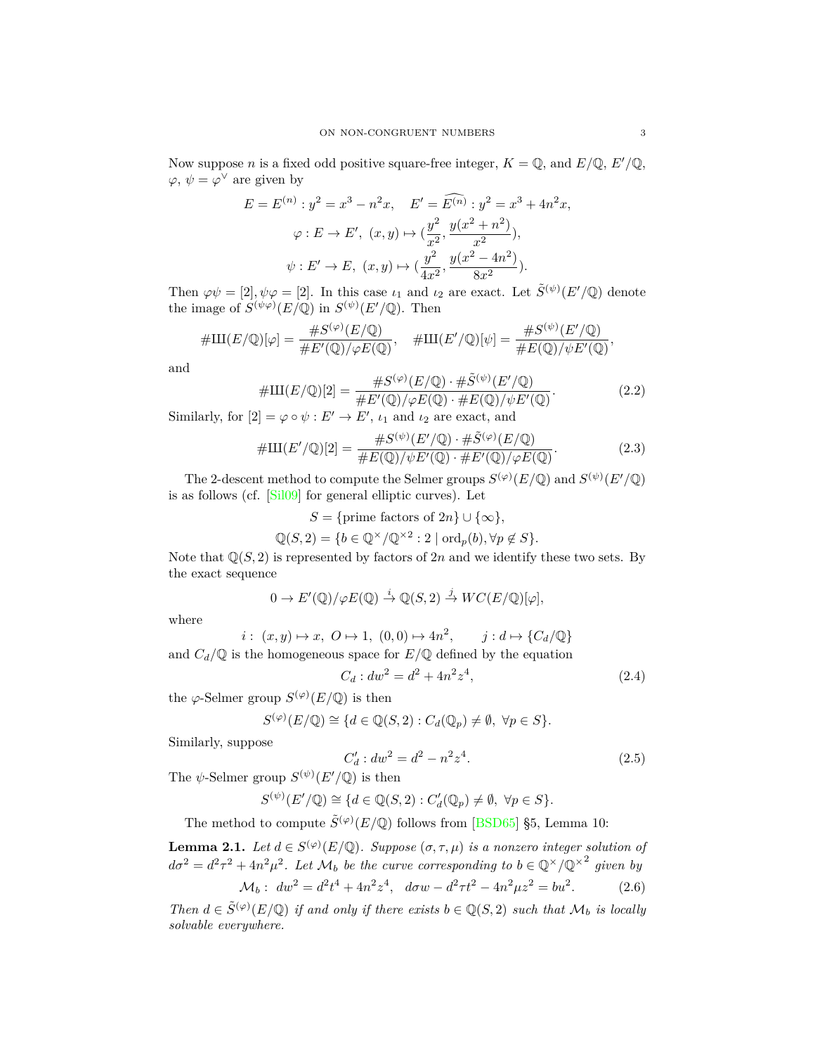Now suppose $n$ is a fixed odd positive square-free integer, $K = \mathbb{Q}$, and $E/\mathbb{Q}$, $E'/\mathbb{Q}$, $\varphi$, $\psi = \varphi^\vee$ are given by

$$E = E^{(n)} : y^2 = x^3 - n^2 x, \quad E' = \widehat{E^{(n)}} : y^2 = x^3 + 4n^2 x,$$

$$\varphi : E \to E', \ (x, y) \mapsto (\frac{y^2}{x^2}, \frac{y(x^2+n^2)}{x^2}),$$

$$\psi : E' \to E, \ (x, y) \mapsto (\frac{y^2}{4x^2}, \frac{y(x^2-4n^2)}{8x^2}).$$

Then $\varphi\psi = [2], \psi\varphi = [2]$. In this case $\iota_1$ and $\iota_2$ are exact. Let $\tilde{S}^{(\psi)}(E'/\mathbb{Q})$ denote the image of $S^{(\psi\varphi)}(E/\mathbb{Q})$ in $S^{(\psi)}(E'/\mathbb{Q})$. Then

$$\#\text{Ш}(E/\mathbb{Q})[\varphi] = \frac{\#S^{(\varphi)}(E/\mathbb{Q})}{\#E'(\mathbb{Q})/\varphi E(\mathbb{Q})}, \quad \#\text{Ш}(E'/\mathbb{Q})[\psi] = \frac{\#S^{(\psi)}(E'/\mathbb{Q})}{\#E(\mathbb{Q})/\psi E'(\mathbb{Q})},$$

and

$$\#\text{Ш}(E/\mathbb{Q})[2] = \frac{\#S^{(\varphi)}(E/\mathbb{Q}) \cdot \#\tilde{S}^{(\psi)}(E'/\mathbb{Q})}{\#E'(\mathbb{Q})/\varphi E(\mathbb{Q}) \cdot \#E(\mathbb{Q})/\psi E'(\mathbb{Q})}. \tag{2.2}$$

Similarly, for $[2] = \varphi \circ \psi : E' \to E'$, $\iota_1$ and $\iota_2$ are exact, and

$$\#\text{Ш}(E'/\mathbb{Q})[2] = \frac{\#S^{(\psi)}(E'/\mathbb{Q}) \cdot \#\tilde{S}^{(\varphi)}(E/\mathbb{Q})}{\#E(\mathbb{Q})/\psi E'(\mathbb{Q}) \cdot \#E'(\mathbb{Q})/\varphi E(\mathbb{Q})}. \tag{2.3}$$

The 2-descent method to compute the Selmer groups $S^{(\varphi)}(E/\mathbb{Q})$ and $S^{(\psi)}(E'/\mathbb{Q})$ is as follows (cf. [Sil09] for general elliptic curves). Let

$$S = \{\text{prime factors of } 2n\} \cup \{\infty\},$$

$$\mathbb{Q}(S, 2) = \{b \in \mathbb{Q}^\times/\mathbb{Q}^{\times 2} : 2 \mid \text{ord}_p(b), \forall p \notin S\}.$$

Note that $\mathbb{Q}(S, 2)$ is represented by factors of $2n$ and we identify these two sets. By the exact sequence

$$0 \to E'(\mathbb{Q})/\varphi E(\mathbb{Q}) \xrightarrow{i} \mathbb{Q}(S, 2) \xrightarrow{j} WC(E/\mathbb{Q})[\varphi],$$

where

$$i : \ (x, y) \mapsto x, \ O \mapsto 1, \ (0, 0) \mapsto 4n^2, \qquad j : d \mapsto \{C_d/\mathbb{Q}\}$$

and $C_d/\mathbb{Q}$ is the homogeneous space for $E/\mathbb{Q}$ defined by the equation

$$C_d : dw^2 = d^2 + 4n^2 z^4, \tag{2.4}$$

the $\varphi$-Selmer group $S^{(\varphi)}(E/\mathbb{Q})$ is then

$$S^{(\varphi)}(E/\mathbb{Q}) \cong \{d \in \mathbb{Q}(S, 2) : C_d(\mathbb{Q}_p) \neq \emptyset, \ \forall p \in S\}.$$

Similarly, suppose

$$C'_d : dw^2 = d^2 - n^2 z^4. \tag{2.5}$$

The $\psi$-Selmer group $S^{(\psi)}(E'/\mathbb{Q})$ is then

$$S^{(\psi)}(E'/\mathbb{Q}) \cong \{d \in \mathbb{Q}(S, 2) : C'_d(\mathbb{Q}_p) \neq \emptyset, \ \forall p \in S\}.$$

The method to compute $\tilde{S}^{(\varphi)}(E/\mathbb{Q})$ follows from [BSD65] §5, Lemma 10:

**Lemma 2.1.** *Let $d \in S^{(\varphi)}(E/\mathbb{Q})$. Suppose $(\sigma, \tau, \mu)$ is a nonzero integer solution of $d\sigma^2 = d^2\tau^2 + 4n^2\mu^2$. Let $\mathcal{M}_b$ be the curve corresponding to $b \in \mathbb{Q}^\times/\mathbb{Q}^{\times 2}$ given by*

$$\mathcal{M}_b : \ dw^2 = d^2 t^4 + 4n^2 z^4, \quad d\sigma w - d^2\tau t^2 - 4n^2\mu z^2 = bu^2. \tag{2.6}$$

*Then $d \in \tilde{S}^{(\varphi)}(E/\mathbb{Q})$ if and only if there exists $b \in \mathbb{Q}(S, 2)$ such that $\mathcal{M}_b$ is locally solvable everywhere.*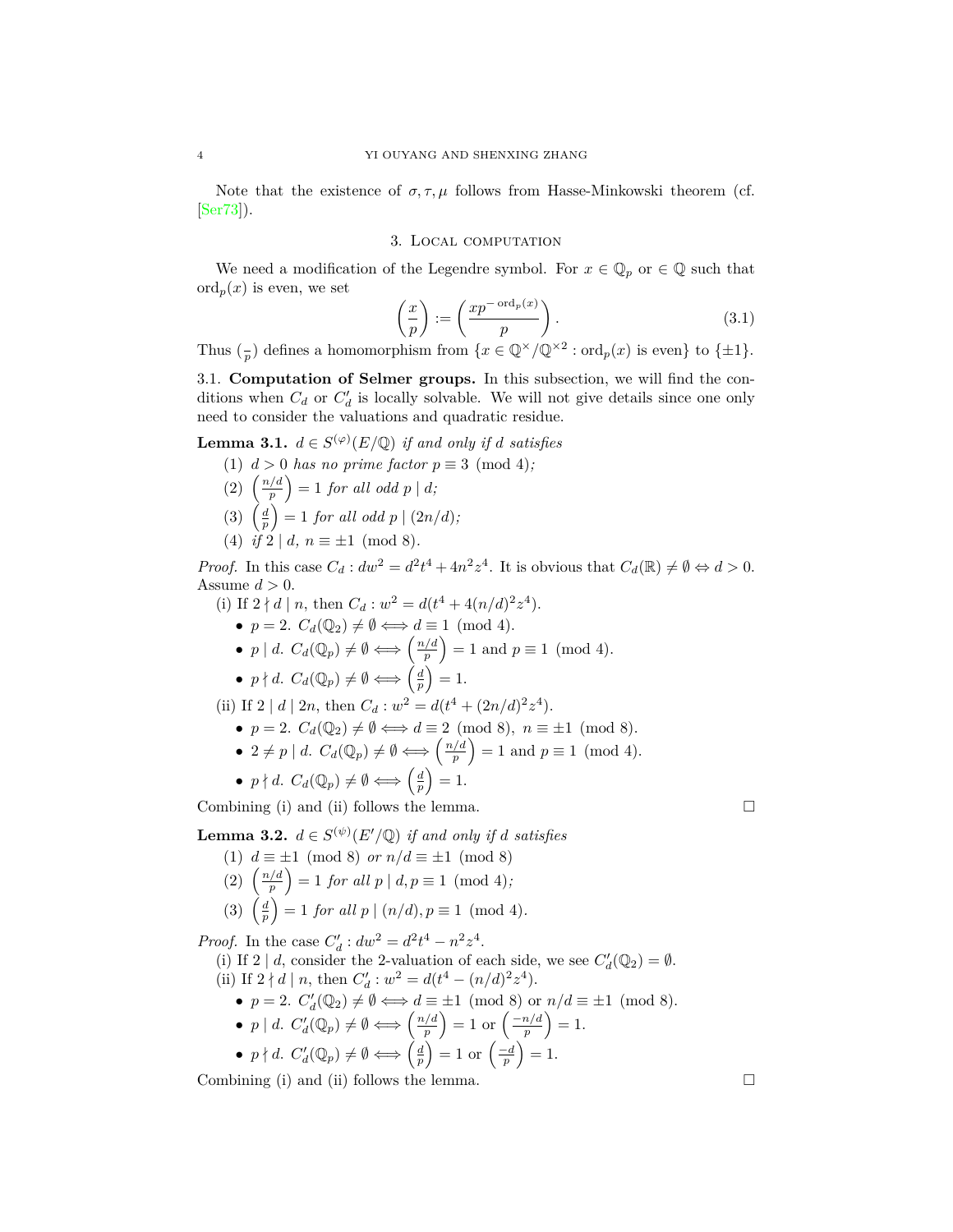Note that the existence of $\sigma, \tau, \mu$ follows from Hasse-Minkowski theorem (cf. [Ser73]).

## 3. Local computation

We need a modification of the Legendre symbol. For $x \in \mathbb{Q}_p$ or $\in \mathbb{Q}$ such that $\operatorname{ord}_p(x)$ is even, we set

$$\left(\frac{x}{p}\right) := \left(\frac{xp^{-\operatorname{ord}_p(x)}}{p}\right). \tag{3.1}$$

Thus $\left(\frac{\cdot}{p}\right)$ defines a homomorphism from $\{x \in \mathbb{Q}^\times/\mathbb{Q}^{\times 2} : \operatorname{ord}_p(x) \text{ is even}\}$ to $\{\pm 1\}$.

### 3.1. Computation of Selmer groups.

In this subsection, we will find the conditions when $C_d$ or $C'_d$ is locally solvable. We will not give details since one only need to consider the valuations and quadratic residue.

**Lemma 3.1.** *$d \in S^{(\varphi)}(E/\mathbb{Q})$ if and only if $d$ satisfies*

1. *$d > 0$ has no prime factor $p \equiv 3 \pmod 4$;*
2. *$\left(\frac{n/d}{p}\right) = 1$ for all odd $p \mid d$;*
3. *$\left(\frac{d}{p}\right) = 1$ for all odd $p \mid (2n/d)$;*
4. *if $2 \mid d$, $n \equiv \pm 1 \pmod 8$.*

*Proof.* In this case $C_d : dw^2 = d^2t^4 + 4n^2z^4$. It is obvious that $C_d(\mathbb{R}) \neq \emptyset \Leftrightarrow d > 0$. Assume $d > 0$.

(i) If $2 \nmid d \mid n$, then $C_d : w^2 = d(t^4 + 4(n/d)^2z^4)$.

- $p = 2$. $C_d(\mathbb{Q}_2) \neq \emptyset \Longleftrightarrow d \equiv 1 \pmod 4$.
- $p \mid d$. $C_d(\mathbb{Q}_p) \neq \emptyset \Longleftrightarrow \left(\frac{n/d}{p}\right) = 1$ and $p \equiv 1 \pmod 4$.
- $p \nmid d$. $C_d(\mathbb{Q}_p) \neq \emptyset \Longleftrightarrow \left(\frac{d}{p}\right) = 1$.

(ii) If $2 \mid d \mid 2n$, then $C_d : w^2 = d(t^4 + (2n/d)^2z^4)$.

- $p = 2$. $C_d(\mathbb{Q}_2) \neq \emptyset \Longleftrightarrow d \equiv 2 \pmod 8$, $n \equiv \pm 1 \pmod 8$.
- $2 \neq p \mid d$. $C_d(\mathbb{Q}_p) \neq \emptyset \Longleftrightarrow \left(\frac{n/d}{p}\right) = 1$ and $p \equiv 1 \pmod 4$.
- $p \nmid d$. $C_d(\mathbb{Q}_p) \neq \emptyset \Longleftrightarrow \left(\frac{d}{p}\right) = 1$.

Combining (i) and (ii) follows the lemma. $\square$

**Lemma 3.2.** *$d \in S^{(\psi)}(E'/\mathbb{Q})$ if and only if $d$ satisfies*

1. *$d \equiv \pm 1 \pmod 8$ or $n/d \equiv \pm 1 \pmod 8$*
2. *$\left(\frac{n/d}{p}\right) = 1$ for all $p \mid d, p \equiv 1 \pmod 4$;*
3. *$\left(\frac{d}{p}\right) = 1$ for all $p \mid (n/d), p \equiv 1 \pmod 4$.*

*Proof.* In the case $C'_d : dw^2 = d^2t^4 - n^2z^4$.

(i) If $2 \mid d$, consider the 2-valuation of each side, we see $C'_d(\mathbb{Q}_2) = \emptyset$.

(ii) If $2 \nmid d \mid n$, then $C'_d : w^2 = d(t^4 - (n/d)^2z^4)$.

- $p = 2$. $C'_d(\mathbb{Q}_2) \neq \emptyset \Longleftrightarrow d \equiv \pm 1 \pmod 8$ or $n/d \equiv \pm 1 \pmod 8$.
- $p \mid d$. $C'_d(\mathbb{Q}_p) \neq \emptyset \Longleftrightarrow \left(\frac{n/d}{p}\right) = 1$ or $\left(\frac{-n/d}{p}\right) = 1$.
- $p \nmid d$. $C'_d(\mathbb{Q}_p) \neq \emptyset \Longleftrightarrow \left(\frac{d}{p}\right) = 1$ or $\left(\frac{-d}{p}\right) = 1$.

Combining (i) and (ii) follows the lemma. $\square$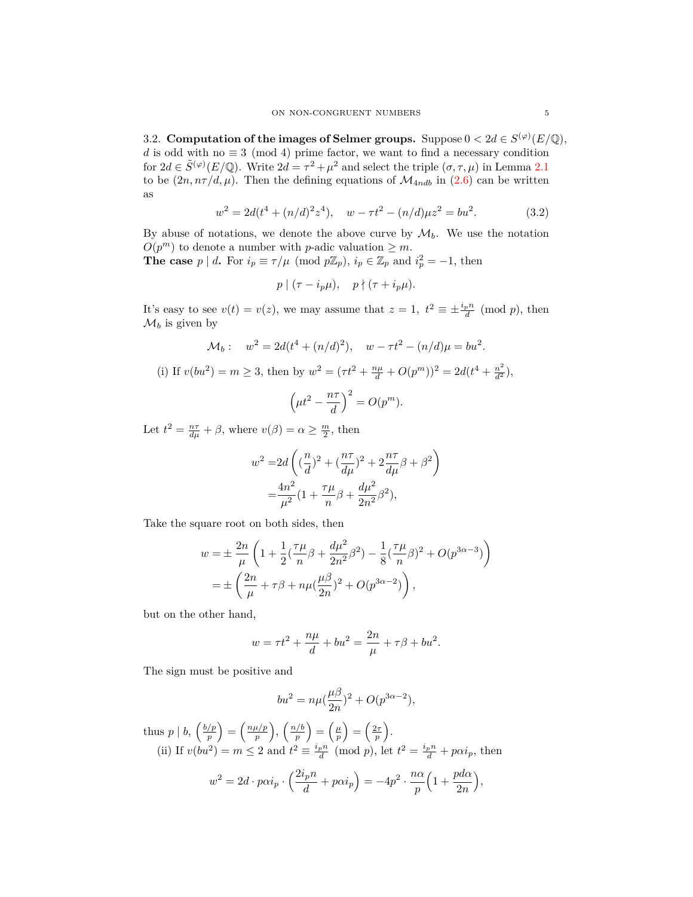3.2. **Computation of the images of Selmer groups.** Suppose $0 < 2d \in S^{(\varphi)}(E/\mathbb{Q})$, $d$ is odd with no $\equiv 3 \pmod 4$ prime factor, we want to find a necessary condition for $2d \in \tilde{S}^{(\varphi)}(E/\mathbb{Q})$. Write $2d = \tau^2 + \mu^2$ and select the triple $(\sigma, \tau, \mu)$ in Lemma 2.1 to be $(2n, n\tau/d, \mu)$. Then the defining equations of $\mathcal{M}_{4ndb}$ in (2.6) can be written as

$$w^2 = 2d(t^4 + (n/d)^2 z^4), \quad w - \tau t^2 - (n/d)\mu z^2 = bu^2. \tag{3.2}$$

By abuse of notations, we denote the above curve by $\mathcal{M}_b$. We use the notation $O(p^m)$ to denote a number with $p$-adic valuation $\geq m$.

**The case** $p \mid d$**.** For $i_p \equiv \tau/\mu \pmod{p\mathbb{Z}_p}$, $i_p \in \mathbb{Z}_p$ and $i_p^2 = -1$, then

$$p \mid (\tau - i_p \mu), \quad p \nmid (\tau + i_p \mu).$$

It's easy to see $v(t) = v(z)$, we may assume that $z = 1$, $t^2 \equiv \pm \frac{i_p n}{d} \pmod p$, then $\mathcal{M}_b$ is given by

$$\mathcal{M}_b : \quad w^2 = 2d(t^4 + (n/d)^2), \quad w - \tau t^2 - (n/d)\mu = bu^2.$$

(i) If $v(bu^2) = m \geq 3$, then by $w^2 = (\tau t^2 + \frac{n\mu}{d} + O(p^m))^2 = 2d(t^4 + \frac{n^2}{d^2})$,

$$\Big(\mu t^2 - \frac{n\tau}{d}\Big)^2 = O(p^m).$$

Let $t^2 = \frac{n\tau}{d\mu} + \beta$, where $v(\beta) = \alpha \geq \frac{m}{2}$, then

$$\begin{aligned} w^2 =& 2d\left((\frac{n}{d})^2 + (\frac{n\tau}{d\mu})^2 + 2\frac{n\tau}{d\mu}\beta + \beta^2\right) \\ =& \frac{4n^2}{\mu^2}(1 + \frac{\tau\mu}{n}\beta + \frac{d\mu^2}{2n^2}\beta^2), \end{aligned}$$

Take the square root on both sides, then

$$\begin{aligned} w =& \pm \frac{2n}{\mu}\left(1 + \frac{1}{2}(\frac{\tau\mu}{n}\beta + \frac{d\mu^2}{2n^2}\beta^2) - \frac{1}{8}(\frac{\tau\mu}{n}\beta)^2 + O(p^{3\alpha-3})\right) \\ =& \pm\left(\frac{2n}{\mu} + \tau\beta + n\mu(\frac{\mu\beta}{2n})^2 + O(p^{3\alpha-2})\right), \end{aligned}$$

but on the other hand,

$$w = \tau t^2 + \frac{n\mu}{d} + bu^2 = \frac{2n}{\mu} + \tau\beta + bu^2.$$

The sign must be positive and

$$bu^2 = n\mu(\frac{\mu\beta}{2n})^2 + O(p^{3\alpha-2}),$$

thus $p \mid b$, $\left(\frac{b/p}{p}\right) = \left(\frac{n\mu/p}{p}\right)$, $\left(\frac{n/b}{p}\right) = \left(\frac{\mu}{p}\right) = \left(\frac{2\tau}{p}\right)$.

(ii) If $v(bu^2) = m \leq 2$ and $t^2 \equiv \frac{i_p n}{d} \pmod p$, let $t^2 = \frac{i_p n}{d} + p\alpha i_p$, then

$$w^2 = 2d \cdot p\alpha i_p \cdot \Big(\frac{2i_p n}{d} + p\alpha i_p\Big) = -4p^2 \cdot \frac{n\alpha}{p}\Big(1 + \frac{pd\alpha}{2n}\Big),$$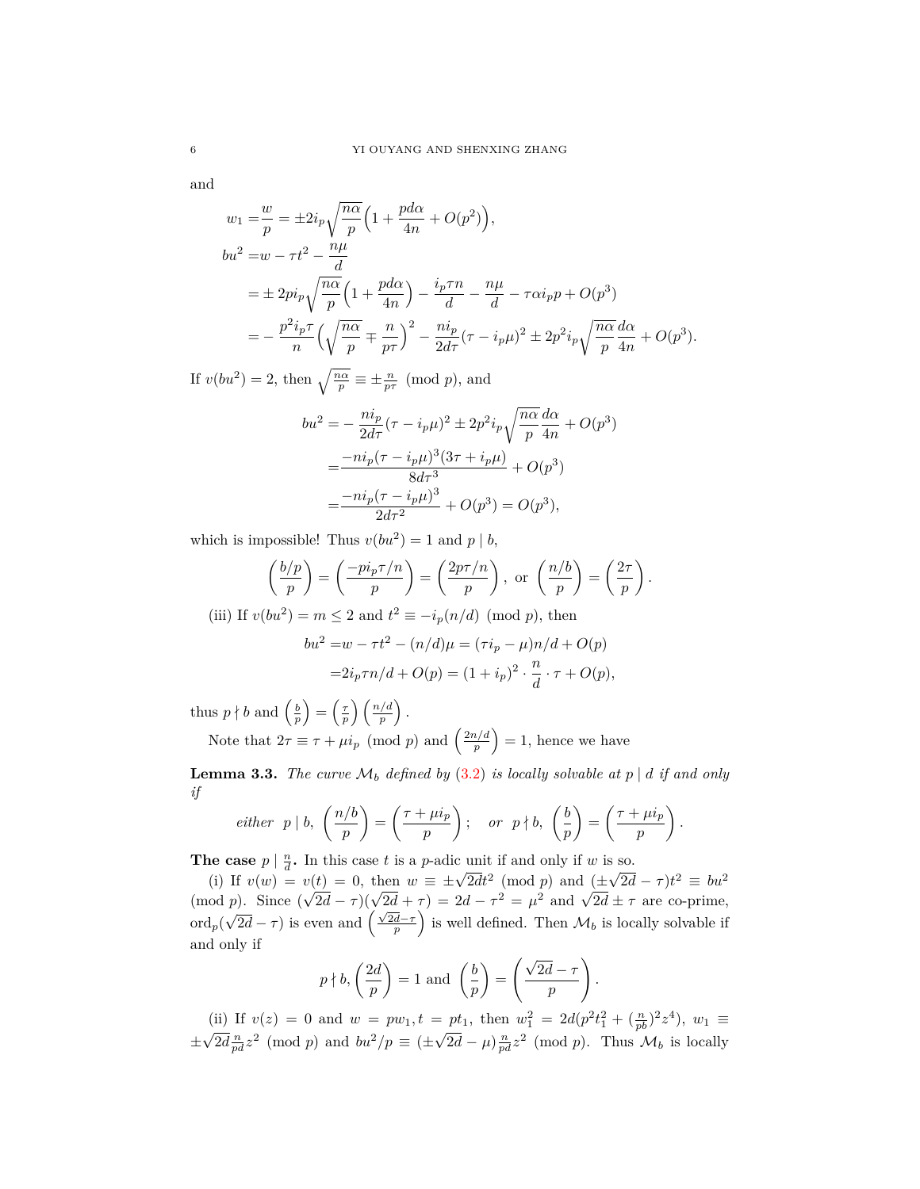and

$$
\begin{aligned}
w_1 =& \frac{w}{p} = \pm 2i_p\sqrt{\frac{n\alpha}{p}}\Big(1+\frac{pd\alpha}{4n}+O(p^2)\Big),\\
bu^2 =& w-\tau t^2-\frac{n\mu}{d}\\
=& \pm 2pi_p\sqrt{\frac{n\alpha}{p}}\Big(1+\frac{pd\alpha}{4n}\Big)-\frac{i_p\tau n}{d}-\frac{n\mu}{d}-\tau\alpha i_p p+O(p^3)\\
=& -\frac{p^2 i_p\tau}{n}\Big(\sqrt{\frac{n\alpha}{p}}\mp\frac{n}{p\tau}\Big)^2-\frac{ni_p}{2d\tau}(\tau-i_p\mu)^2\pm 2p^2 i_p\sqrt{\frac{n\alpha}{p}}\frac{d\alpha}{4n}+O(p^3).
\end{aligned}
$$

If $v(bu^2)=2$, then $\sqrt{\frac{n\alpha}{p}}\equiv\pm\frac{n}{p\tau} \pmod p$, and

$$
\begin{aligned}
bu^2 =& -\frac{ni_p}{2d\tau}(\tau-i_p\mu)^2\pm 2p^2 i_p\sqrt{\frac{n\alpha}{p}}\frac{d\alpha}{4n}+O(p^3)\\
=& \frac{-ni_p(\tau-i_p\mu)^3(3\tau+i_p\mu)}{8d\tau^3}+O(p^3)\\
=& \frac{-ni_p(\tau-i_p\mu)^3}{2d\tau^2}+O(p^3)=O(p^3),
\end{aligned}
$$

which is impossible! Thus $v(bu^2)=1$ and $p\mid b$,

$$
\left(\frac{b/p}{p}\right)=\left(\frac{-pi_p\tau/n}{p}\right)=\left(\frac{2p\tau/n}{p}\right),\ \text{or}\ \left(\frac{n/b}{p}\right)=\left(\frac{2\tau}{p}\right).
$$

(iii) If $v(bu^2)=m\le 2$ and $t^2\equiv -i_p(n/d) \pmod p$, then

$$
\begin{aligned}
bu^2 =& w-\tau t^2-(n/d)\mu=(\tau i_p-\mu)n/d+O(p)\\
=& 2i_p\tau n/d+O(p)=(1+i_p)^2\cdot\frac{n}{d}\cdot\tau+O(p),
\end{aligned}
$$

thus $p\nmid b$ and $\left(\frac{b}{p}\right)=\left(\frac{\tau}{p}\right)\left(\frac{n/d}{p}\right)$.

Note that $2\tau\equiv\tau+\mu i_p \pmod p$ and $\left(\frac{2n/d}{p}\right)=1$, hence we have

**Lemma 3.3.** *The curve $\mathcal{M}_b$ defined by (3.2) is locally solvable at $p\mid d$ if and only if*

$$
\textit{either}\ \ p\mid b,\ \left(\frac{n/b}{p}\right)=\left(\frac{\tau+\mu i_p}{p}\right);\quad \textit{or}\ \ p\nmid b,\ \left(\frac{b}{p}\right)=\left(\frac{\tau+\mu i_p}{p}\right).
$$

**The case $p\mid\frac{n}{d}$.** In this case $t$ is a $p$-adic unit if and only if $w$ is so.

(i) If $v(w)=v(t)=0$, then $w\equiv\pm\sqrt{2d}t^2 \pmod p$ and $(\pm\sqrt{2d}-\tau)t^2\equiv bu^2 \pmod p$. Since $(\sqrt{2d}-\tau)(\sqrt{2d}+\tau)=2d-\tau^2=\mu^2$ and $\sqrt{2d}\pm\tau$ are co-prime, $\mathrm{ord}_p(\sqrt{2d}-\tau)$ is even and $\left(\frac{\sqrt{2d}-\tau}{p}\right)$ is well defined. Then $\mathcal{M}_b$ is locally solvable if and only if

$$
p\nmid b,\left(\frac{2d}{p}\right)=1\ \text{and}\ \left(\frac{b}{p}\right)=\left(\frac{\sqrt{2d}-\tau}{p}\right).
$$

(ii) If $v(z)=0$ and $w=pw_1, t=pt_1$, then $w_1^2=2d(p^2t_1^2+(\frac{n}{pb})^2z^4)$, $w_1\equiv\pm\sqrt{2d}\frac{n}{pd}z^2 \pmod p$ and $bu^2/p\equiv(\pm\sqrt{2d}-\mu)\frac{n}{pd}z^2 \pmod p$. Thus $\mathcal{M}_b$ is locally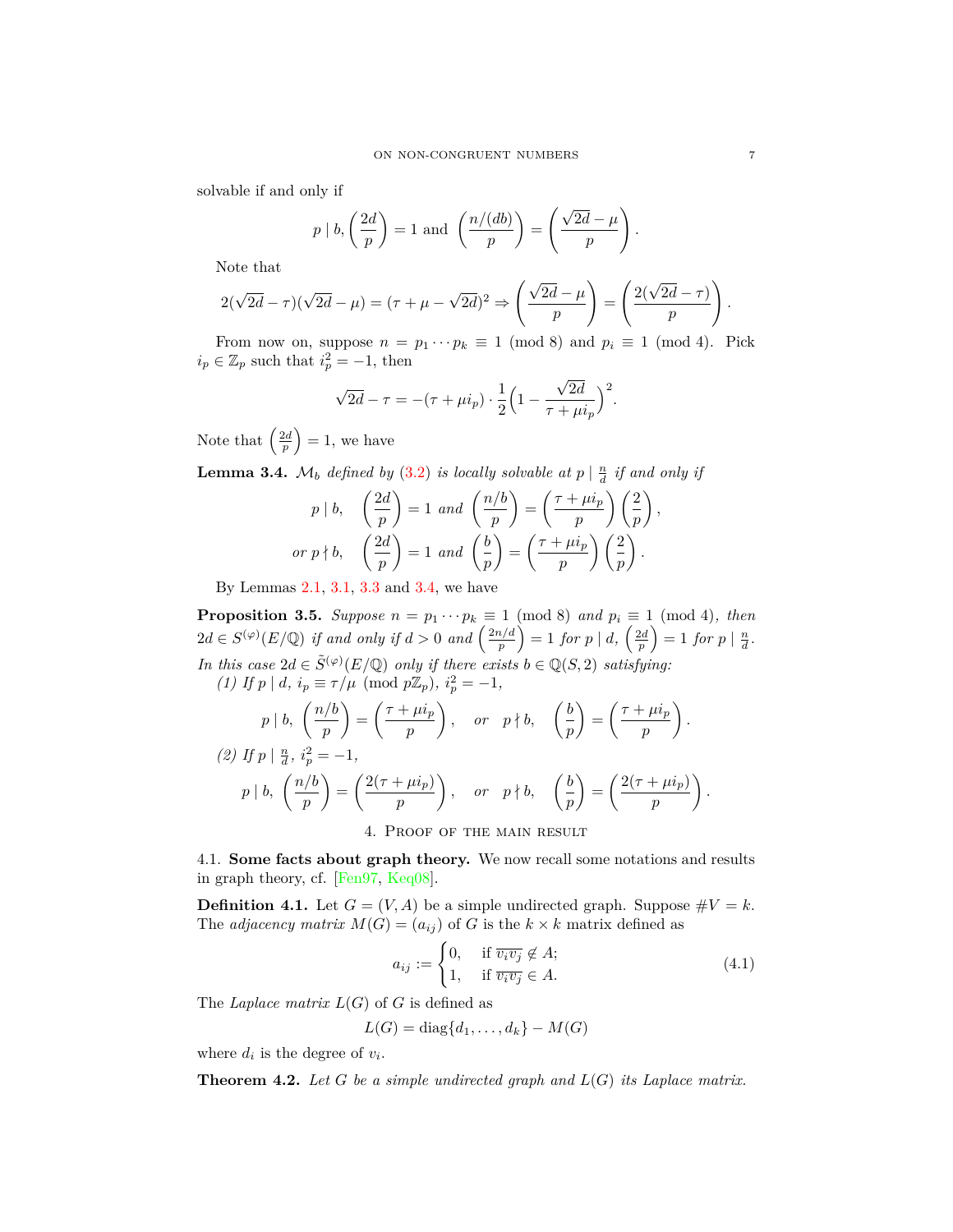solvable if and only if

$$p \mid b, \left(\frac{2d}{p}\right) = 1 \text{ and } \left(\frac{n/(db)}{p}\right) = \left(\frac{\sqrt{2d}-\mu}{p}\right).$$

Note that

$$2(\sqrt{2d}-\tau)(\sqrt{2d}-\mu) = (\tau+\mu-\sqrt{2d})^2 \Rightarrow \left(\frac{\sqrt{2d}-\mu}{p}\right) = \left(\frac{2(\sqrt{2d}-\tau)}{p}\right).$$

From now on, suppose $n = p_1 \cdots p_k \equiv 1 \pmod 8$ and $p_i \equiv 1 \pmod 4$. Pick $i_p \in \mathbb{Z}_p$ such that $i_p^2 = -1$, then

$$\sqrt{2d}-\tau = -(\tau+\mu i_p)\cdot\frac{1}{2}\Big(1-\frac{\sqrt{2d}}{\tau+\mu i_p}\Big)^2.$$

Note that $\left(\frac{2d}{p}\right) = 1$, we have

**Lemma 3.4.** *$\mathcal{M}_b$ defined by (3.2) is locally solvable at $p \mid \frac{n}{d}$ if and only if*

$$p \mid b, \quad \left(\frac{2d}{p}\right) = 1 \text{ and } \left(\frac{n/b}{p}\right) = \left(\frac{\tau+\mu i_p}{p}\right)\left(\frac{2}{p}\right),$$

$$\text{or } p \nmid b, \quad \left(\frac{2d}{p}\right) = 1 \text{ and } \left(\frac{b}{p}\right) = \left(\frac{\tau+\mu i_p}{p}\right)\left(\frac{2}{p}\right).$$

By Lemmas 2.1, 3.1, 3.3 and 3.4, we have

**Proposition 3.5.** *Suppose $n = p_1 \cdots p_k \equiv 1 \pmod 8$ and $p_i \equiv 1 \pmod 4$, then $2d \in S^{(\varphi)}(E/\mathbb{Q})$ if and only if $d > 0$ and $\left(\frac{2n/d}{p}\right) = 1$ for $p \mid d$, $\left(\frac{2d}{p}\right) = 1$ for $p \mid \frac{n}{d}$. In this case $2d \in \widetilde{S}^{(\varphi)}(E/\mathbb{Q})$ only if there exists $b \in \mathbb{Q}(S,2)$ satisfying:*

*(1) If $p \mid d$, $i_p \equiv \tau/\mu \pmod{p\mathbb{Z}_p}$, $i_p^2 = -1$,*

$$p \mid b, \ \left(\frac{n/b}{p}\right) = \left(\frac{\tau+\mu i_p}{p}\right), \quad \text{or} \quad p \nmid b, \quad \left(\frac{b}{p}\right) = \left(\frac{\tau+\mu i_p}{p}\right).$$

*(2) If $p \mid \frac{n}{d}$, $i_p^2 = -1$,*

$$p \mid b, \ \left(\frac{n/b}{p}\right) = \left(\frac{2(\tau+\mu i_p)}{p}\right), \quad \text{or} \quad p \nmid b, \quad \left(\frac{b}{p}\right) = \left(\frac{2(\tau+\mu i_p)}{p}\right).$$

## 4. Proof of the main result

### 4.1. Some facts about graph theory.

We now recall some notations and results in graph theory, cf. [Fen97, Keq08].

**Definition 4.1.** Let $G = (V, A)$ be a simple undirected graph. Suppose $\#V = k$. The *adjacency matrix* $M(G) = (a_{ij})$ of $G$ is the $k \times k$ matrix defined as

$$a_{ij} := \begin{cases} 0, & \text{if } \overline{v_i v_j} \notin A; \\ 1, & \text{if } \overline{v_i v_j} \in A. \end{cases} \tag{4.1}$$

The *Laplace matrix* $L(G)$ of $G$ is defined as

$$L(G) = \mathrm{diag}\{d_1, \ldots, d_k\} - M(G)$$

where $d_i$ is the degree of $v_i$.

**Theorem 4.2.** *Let $G$ be a simple undirected graph and $L(G)$ its Laplace matrix.*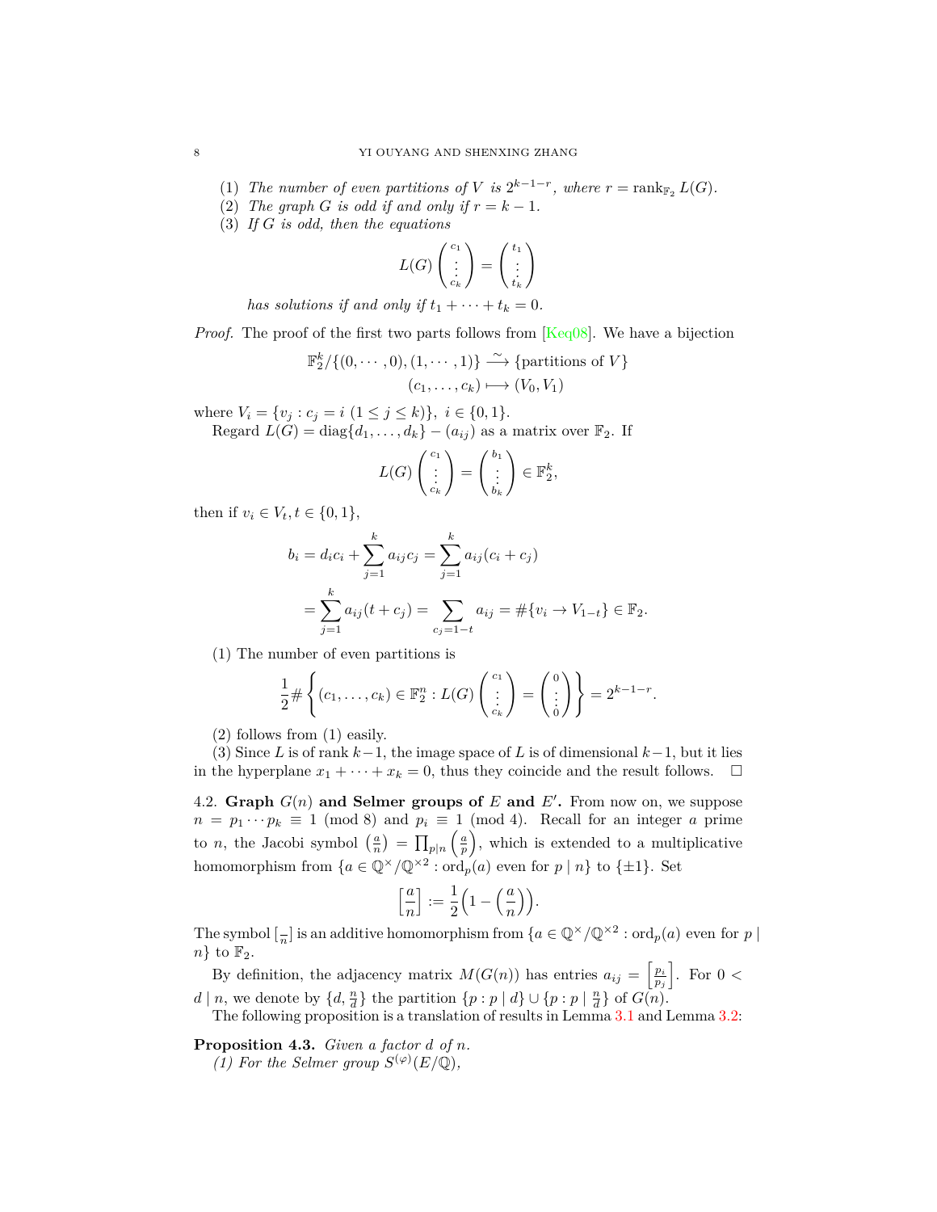(1) *The number of even partitions of $V$ is $2^{k-1-r}$, where $r = \operatorname{rank}_{\mathbb{F}_2} L(G)$.*
(2) *The graph $G$ is odd if and only if $r = k-1$.*
(3) *If $G$ is odd, then the equations*

$$L(G)\begin{pmatrix} c_1 \\ \vdots \\ c_k \end{pmatrix} = \begin{pmatrix} t_1 \\ \vdots \\ t_k \end{pmatrix}$$

*has solutions if and only if $t_1 + \cdots + t_k = 0$.*

*Proof.* The proof of the first two parts follows from [Keq08]. We have a bijection

$$\mathbb{F}_2^k/\{(0,\cdots,0),(1,\cdots,1)\} \xrightarrow{\sim} \{\text{partitions of } V\}$$
$$(c_1,\ldots,c_k) \longmapsto (V_0, V_1)$$

where $V_i = \{v_j : c_j = i \ (1 \le j \le k)\},\ i \in \{0,1\}$.

Regard $L(G) = \operatorname{diag}\{d_1,\ldots,d_k\} - (a_{ij})$ as a matrix over $\mathbb{F}_2$. If

$$L(G)\begin{pmatrix} c_1 \\ \vdots \\ c_k \end{pmatrix} = \begin{pmatrix} b_1 \\ \vdots \\ b_k \end{pmatrix} \in \mathbb{F}_2^k,$$

then if $v_i \in V_t, t \in \{0,1\}$,

$$b_i = d_i c_i + \sum_{j=1}^k a_{ij} c_j = \sum_{j=1}^k a_{ij}(c_i + c_j)$$

$$= \sum_{j=1}^k a_{ij}(t + c_j) = \sum_{c_j = 1-t} a_{ij} = \#\{v_i \to V_{1-t}\} \in \mathbb{F}_2.$$

(1) The number of even partitions is

$$\frac{1}{2}\#\left\{(c_1,\ldots,c_k) \in \mathbb{F}_2^n : L(G)\begin{pmatrix} c_1 \\ \vdots \\ c_k \end{pmatrix} = \begin{pmatrix} 0 \\ \vdots \\ 0 \end{pmatrix}\right\} = 2^{k-1-r}.$$

(2) follows from (1) easily.

(3) Since $L$ is of rank $k-1$, the image space of $L$ is of dimensional $k-1$, but it lies in the hyperplane $x_1 + \cdots + x_k = 0$, thus they coincide and the result follows. $\square$

4.2. **Graph $G(n)$ and Selmer groups of $E$ and $E'$.** From now on, we suppose $n = p_1 \cdots p_k \equiv 1 \pmod 8$ and $p_i \equiv 1 \pmod 4$. Recall for an integer $a$ prime to $n$, the Jacobi symbol $\left(\frac{a}{n}\right) = \prod_{p|n}\left(\frac{a}{p}\right)$, which is extended to a multiplicative homomorphism from $\{a \in \mathbb{Q}^\times/\mathbb{Q}^{\times 2} : \operatorname{ord}_p(a) \text{ even for } p \mid n\}$ to $\{\pm 1\}$. Set

$$\left[\frac{a}{n}\right] := \frac{1}{2}\Big(1 - \Big(\frac{a}{n}\Big)\Big).$$

The symbol $[\frac{-}{n}]$ is an additive homomorphism from $\{a \in \mathbb{Q}^\times/\mathbb{Q}^{\times 2} : \operatorname{ord}_p(a) \text{ even for } p \mid n\}$ to $\mathbb{F}_2$.

By definition, the adjacency matrix $M(G(n))$ has entries $a_{ij} = \left[\frac{p_i}{p_j}\right]$. For $0 < d \mid n$, we denote by $\{d, \frac{n}{d}\}$ the partition $\{p : p \mid d\} \cup \{p : p \mid \frac{n}{d}\}$ of $G(n)$.

The following proposition is a translation of results in Lemma 3.1 and Lemma 3.2:

**Proposition 4.3.** *Given a factor $d$ of $n$.*

*(1) For the Selmer group $S^{(\varphi)}(E/\mathbb{Q})$,*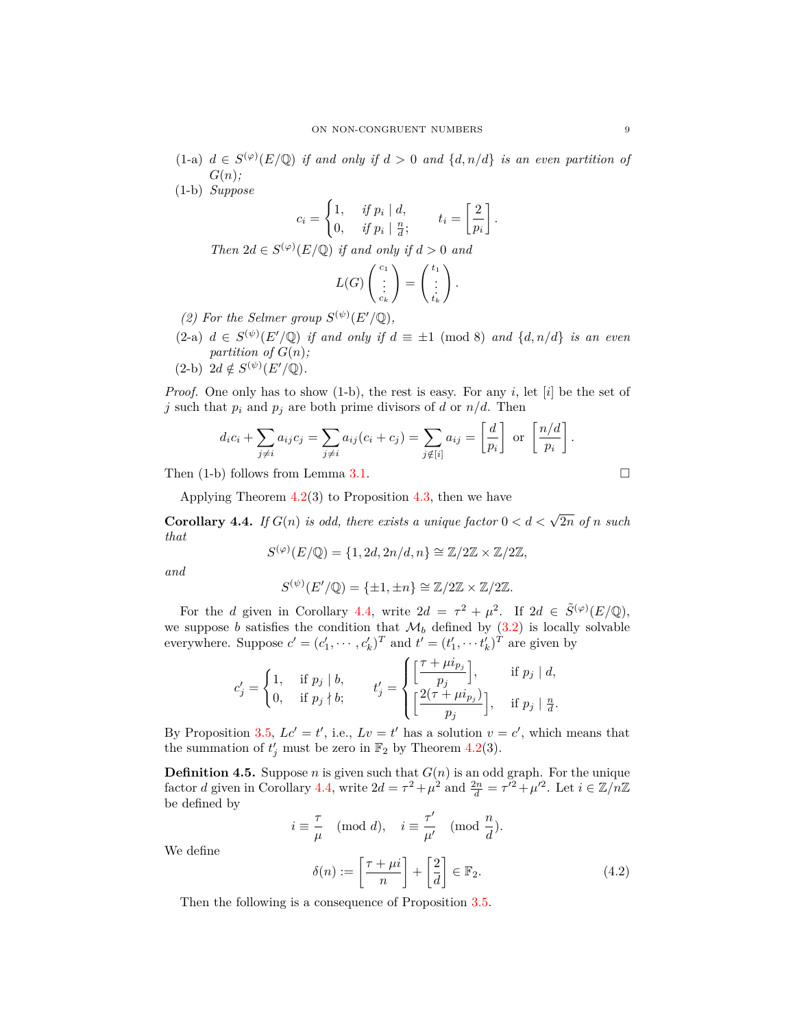(1-a) $d \in S^{(\varphi)}(E/\mathbb{Q})$ *if and only if* $d > 0$ *and* $\{d, n/d\}$ *is an even partition of* $G(n)$*;*

(1-b) *Suppose*

$$c_i = \begin{cases} 1, & \text{if } p_i \mid d, \\ 0, & \text{if } p_i \mid \frac{n}{d}; \end{cases} \qquad t_i = \left[\frac{2}{p_i}\right].$$

*Then* $2d \in S^{(\varphi)}(E/\mathbb{Q})$ *if and only if* $d > 0$ *and*

$$L(G)\begin{pmatrix} c_1 \\ \vdots \\ c_k \end{pmatrix} = \begin{pmatrix} t_1 \\ \vdots \\ t_k \end{pmatrix}.$$

*(2) For the Selmer group* $S^{(\psi)}(E'/\mathbb{Q})$*,*

(2-a) $d \in S^{(\psi)}(E'/\mathbb{Q})$ *if and only if* $d \equiv \pm 1 \pmod 8$ *and* $\{d, n/d\}$ *is an even partition of* $G(n)$*;*

(2-b) $2d \notin S^{(\psi)}(E'/\mathbb{Q})$.

*Proof.* One only has to show (1-b), the rest is easy. For any $i$, let $[i]$ be the set of $j$ such that $p_i$ and $p_j$ are both prime divisors of $d$ or $n/d$. Then

$$d_i c_i + \sum_{j \neq i} a_{ij} c_j = \sum_{j \neq i} a_{ij}(c_i + c_j) = \sum_{j \notin [i]} a_{ij} = \left[\frac{d}{p_i}\right] \text{ or } \left[\frac{n/d}{p_i}\right].$$

Then (1-b) follows from Lemma 3.1. $\square$

Applying Theorem 4.2(3) to Proposition 4.3, then we have

**Corollary 4.4.** *If* $G(n)$ *is odd, there exists a unique factor* $0 < d < \sqrt{2n}$ *of* $n$ *such that*

$$S^{(\varphi)}(E/\mathbb{Q}) = \{1, 2d, 2n/d, n\} \cong \mathbb{Z}/2\mathbb{Z} \times \mathbb{Z}/2\mathbb{Z},$$

*and*

$$S^{(\psi)}(E'/\mathbb{Q}) = \{\pm 1, \pm n\} \cong \mathbb{Z}/2\mathbb{Z} \times \mathbb{Z}/2\mathbb{Z}.$$

For the $d$ given in Corollary 4.4, write $2d = \tau^2 + \mu^2$. If $2d \in \tilde{S}^{(\varphi)}(E/\mathbb{Q})$, we suppose $b$ satisfies the condition that $\mathcal{M}_b$ defined by (3.2) is locally solvable everywhere. Suppose $c' = (c'_1, \cdots, c'_k)^T$ and $t' = (t'_1, \cdots t'_k)^T$ are given by

$$c'_j = \begin{cases} 1, & \text{if } p_j \mid b, \\ 0, & \text{if } p_j \nmid b; \end{cases} \qquad t'_j = \begin{cases} \left[\dfrac{\tau + \mu i_{p_j}}{p_j}\right], & \text{if } p_j \mid d, \\ \left[\dfrac{2(\tau + \mu i_{p_j})}{p_j}\right], & \text{if } p_j \mid \frac{n}{d}. \end{cases}$$

By Proposition 3.5, $Lc' = t'$, i.e., $Lv = t'$ has a solution $v = c'$, which means that the summation of $t'_j$ must be zero in $\mathbb{F}_2$ by Theorem 4.2(3).

**Definition 4.5.** Suppose $n$ is given such that $G(n)$ is an odd graph. For the unique factor $d$ given in Corollary 4.4, write $2d = \tau^2 + \mu^2$ and $\frac{2n}{d} = \tau'^2 + \mu'^2$. Let $i \in \mathbb{Z}/n\mathbb{Z}$ be defined by

$$i \equiv \frac{\tau}{\mu} \pmod d, \quad i \equiv \frac{\tau'}{\mu'} \pmod{\frac{n}{d}}.$$

We define

$$\delta(n) := \left[\frac{\tau + \mu i}{n}\right] + \left[\frac{2}{d}\right] \in \mathbb{F}_2. \tag{4.2}$$

Then the following is a consequence of Proposition 3.5.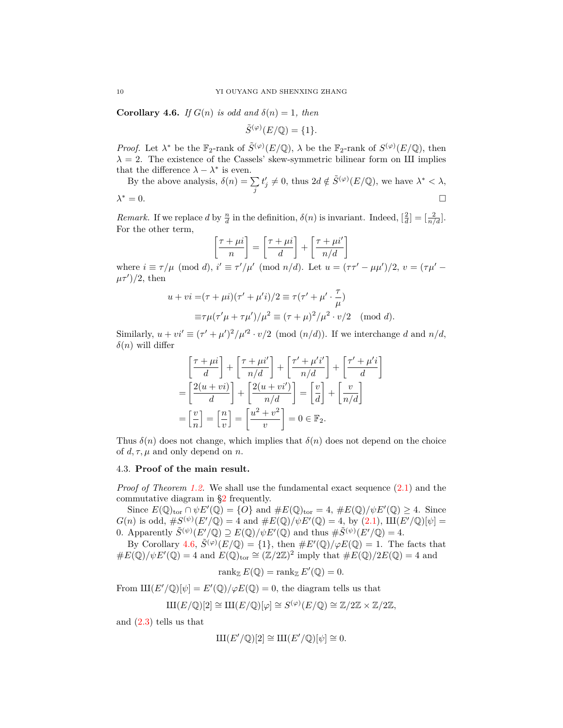**Corollary 4.6.** *If $G(n)$ is odd and $\delta(n) = 1$, then*

$$\tilde{S}^{(\varphi)}(E/\mathbb{Q}) = \{1\}.$$

*Proof.* Let $\lambda^*$ be the $\mathbb{F}_2$-rank of $\tilde{S}^{(\varphi)}(E/\mathbb{Q})$, $\lambda$ be the $\mathbb{F}_2$-rank of $S^{(\varphi)}(E/\mathbb{Q})$, then $\lambda = 2$. The existence of the Cassels' skew-symmetric bilinear form on Ш implies that the difference $\lambda - \lambda^*$ is even.

By the above analysis, $\delta(n) = \sum_j t_j' \neq 0$, thus $2d \notin \tilde{S}^{(\varphi)}(E/\mathbb{Q})$, we have $\lambda^* < \lambda$, $\lambda^* = 0$. $\square$

*Remark.* If we replace $d$ by $\frac{n}{d}$ in the definition, $\delta(n)$ is invariant. Indeed, $[\frac{2}{d}] = [\frac{2}{n/d}]$. For the other term,

$$\left[\frac{\tau + \mu i}{n}\right] = \left[\frac{\tau + \mu i}{d}\right] + \left[\frac{\tau + \mu i'}{n/d}\right]$$

where $i \equiv \tau/\mu \pmod{d}$, $i' \equiv \tau'/\mu' \pmod{n/d}$. Let $u = (\tau\tau' - \mu\mu')/2$, $v = (\tau\mu' - \mu\tau')/2$, then

$$\begin{aligned}
u + vi =& (\tau + \mu i)(\tau' + \mu' i)/2 \equiv \tau(\tau' + \mu' \cdot \frac{\tau}{\mu}) \\
\equiv& \tau\mu(\tau'\mu + \tau\mu')/\mu^2 \equiv (\tau + \mu)^2/\mu^2 \cdot v/2 \pmod{d}.
\end{aligned}$$

Similarly, $u + vi' \equiv (\tau' + \mu')^2/\mu'^2 \cdot v/2 \pmod{(n/d)}$. If we interchange $d$ and $n/d$, $\delta(n)$ will differ

$$\begin{aligned}
&\left[\frac{\tau + \mu i}{d}\right] + \left[\frac{\tau + \mu i'}{n/d}\right] + \left[\frac{\tau' + \mu' i'}{n/d}\right] + \left[\frac{\tau' + \mu' i}{d}\right] \\
=& \left[\frac{2(u + vi)}{d}\right] + \left[\frac{2(u + vi')}{n/d}\right] = \left[\frac{v}{d}\right] + \left[\frac{v}{n/d}\right] \\
=& \left[\frac{v}{n}\right] = \left[\frac{n}{v}\right] = \left[\frac{u^2 + v^2}{v}\right] = 0 \in \mathbb{F}_2.
\end{aligned}$$

Thus $\delta(n)$ does not change, which implies that $\delta(n)$ does not depend on the choice of $d, \tau, \mu$ and only depend on $n$.

### 4.3. **Proof of the main result.**

*Proof of Theorem 1.2.* We shall use the fundamental exact sequence (2.1) and the commutative diagram in §2 frequently.

Since $E(\mathbb{Q})_{\mathrm{tor}} \cap \psi E'(\mathbb{Q}) = \{O\}$ and $\#E(\mathbb{Q})_{\mathrm{tor}} = 4$, $\#E(\mathbb{Q})/\psi E'(\mathbb{Q}) \geq 4$. Since $G(n)$ is odd, $\#S^{(\psi)}(E'/\mathbb{Q}) = 4$ and $\#E(\mathbb{Q})/\psi E'(\mathbb{Q}) = 4$, by (2.1), Ш$(E'/\mathbb{Q})[\psi] = 0$. Apparently $\tilde{S}^{(\psi)}(E'/\mathbb{Q}) \supseteq E(\mathbb{Q})/\psi E'(\mathbb{Q})$ and thus $\#\tilde{S}^{(\psi)}(E'/\mathbb{Q}) = 4$.

By Corollary 4.6, $\tilde{S}^{(\varphi)}(E/\mathbb{Q}) = \{1\}$, then $\#E'(\mathbb{Q})/\varphi E(\mathbb{Q}) = 1$. The facts that $\#E(\mathbb{Q})/\psi E'(\mathbb{Q}) = 4$ and $E(\mathbb{Q})_{\mathrm{tor}} \cong (\mathbb{Z}/2\mathbb{Z})^2$ imply that $\#E(\mathbb{Q})/2E(\mathbb{Q}) = 4$ and

$$\operatorname{rank}_{\mathbb{Z}} E(\mathbb{Q}) = \operatorname{rank}_{\mathbb{Z}} E'(\mathbb{Q}) = 0.$$

From Ш$(E'/\mathbb{Q})[\psi] = E'(\mathbb{Q})/\varphi E(\mathbb{Q}) = 0$, the diagram tells us that

$$\text{Ш}(E/\mathbb{Q})[2] \cong \text{Ш}(E/\mathbb{Q})[\varphi] \cong S^{(\varphi)}(E/\mathbb{Q}) \cong \mathbb{Z}/2\mathbb{Z} \times \mathbb{Z}/2\mathbb{Z},$$

and (2.3) tells us that

$$\text{Ш}(E'/\mathbb{Q})[2] \cong \text{Ш}(E'/\mathbb{Q})[\psi] \cong 0.$$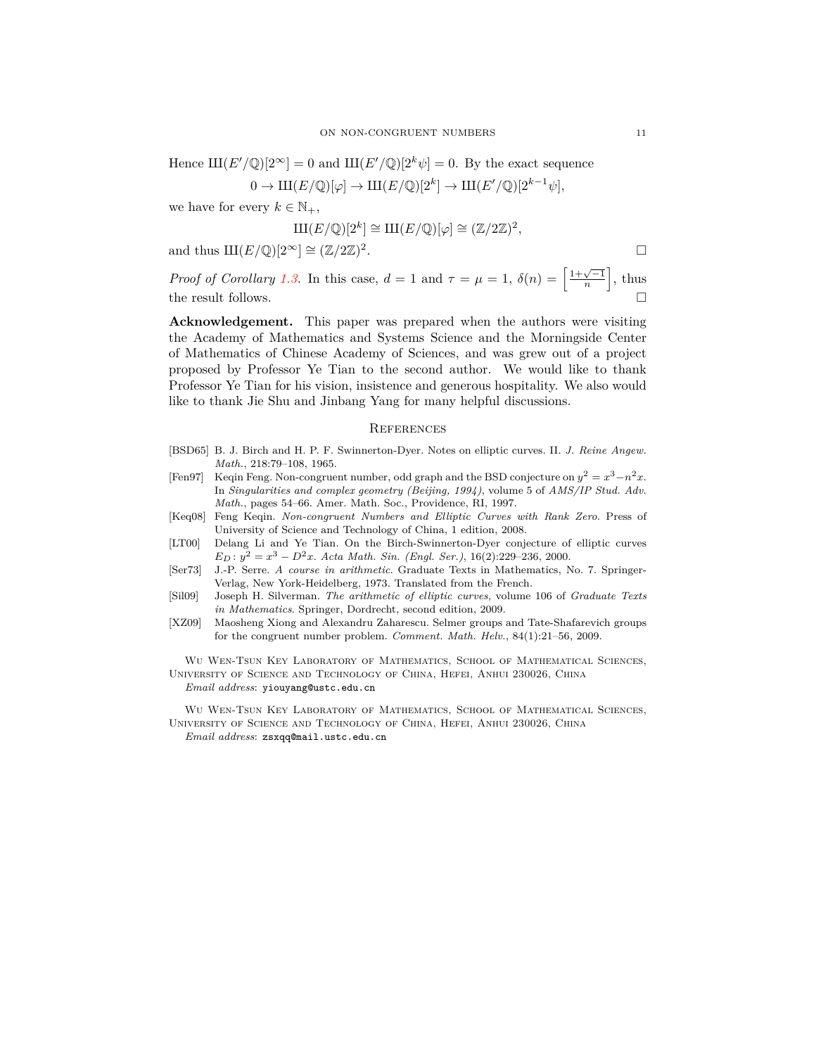Hence $\text{Ш}(E'/\mathbb{Q})[2^\infty] = 0$ and $\text{Ш}(E'/\mathbb{Q})[2^k\psi] = 0$. By the exact sequence

$$0 \to \text{Ш}(E/\mathbb{Q})[\varphi] \to \text{Ш}(E/\mathbb{Q})[2^k] \to \text{Ш}(E'/\mathbb{Q})[2^{k-1}\psi],$$

we have for every $k \in \mathbb{N}_+$,

$$\text{Ш}(E/\mathbb{Q})[2^k] \cong \text{Ш}(E/\mathbb{Q})[\varphi] \cong (\mathbb{Z}/2\mathbb{Z})^2,$$

and thus $\text{Ш}(E/\mathbb{Q})[2^\infty] \cong (\mathbb{Z}/2\mathbb{Z})^2$. □

*Proof of Corollary 1.3.* In this case, $d = 1$ and $\tau = \mu = 1$, $\delta(n) = \left[\frac{1+\sqrt{-1}}{n}\right]$, thus the result follows. □

**Acknowledgement.** This paper was prepared when the authors were visiting the Academy of Mathematics and Systems Science and the Morningside Center of Mathematics of Chinese Academy of Sciences, and was grew out of a project proposed by Professor Ye Tian to the second author. We would like to thank Professor Ye Tian for his vision, insistence and generous hospitality. We also would like to thank Jie Shu and Jinbang Yang for many helpful discussions.

## References

[BSD65] B. J. Birch and H. P. F. Swinnerton-Dyer. Notes on elliptic curves. II. *J. Reine Angew. Math.*, 218:79–108, 1965.

[Fen97] Keqin Feng. Non-congruent number, odd graph and the BSD conjecture on $y^2 = x^3 - n^2x$. In *Singularities and complex geometry (Beijing, 1994)*, volume 5 of *AMS/IP Stud. Adv. Math.*, pages 54–66. Amer. Math. Soc., Providence, RI, 1997.

[Keq08] Feng Keqin. *Non-congruent Numbers and Elliptic Curves with Rank Zero.* Press of University of Science and Technology of China, 1 edition, 2008.

[LT00] Delang Li and Ye Tian. On the Birch-Swinnerton-Dyer conjecture of elliptic curves $E_D : y^2 = x^3 - D^2x$. *Acta Math. Sin. (Engl. Ser.)*, 16(2):229–236, 2000.

[Ser73] J.-P. Serre. *A course in arithmetic.* Graduate Texts in Mathematics, No. 7. Springer-Verlag, New York-Heidelberg, 1973. Translated from the French.

[Sil09] Joseph H. Silverman. *The arithmetic of elliptic curves*, volume 106 of *Graduate Texts in Mathematics*. Springer, Dordrecht, second edition, 2009.

[XZ09] Maosheng Xiong and Alexandru Zaharescu. Selmer groups and Tate-Shafarevich groups for the congruent number problem. *Comment. Math. Helv.*, 84(1):21–56, 2009.

Wu Wen-Tsun Key Laboratory of Mathematics, School of Mathematical Sciences, University of Science and Technology of China, Hefei, Anhui 230026, China
*Email address*: yiouyang@ustc.edu.cn

Wu Wen-Tsun Key Laboratory of Mathematics, School of Mathematical Sciences, University of Science and Technology of China, Hefei, Anhui 230026, China
*Email address*: zsxqq@mail.ustc.edu.cn